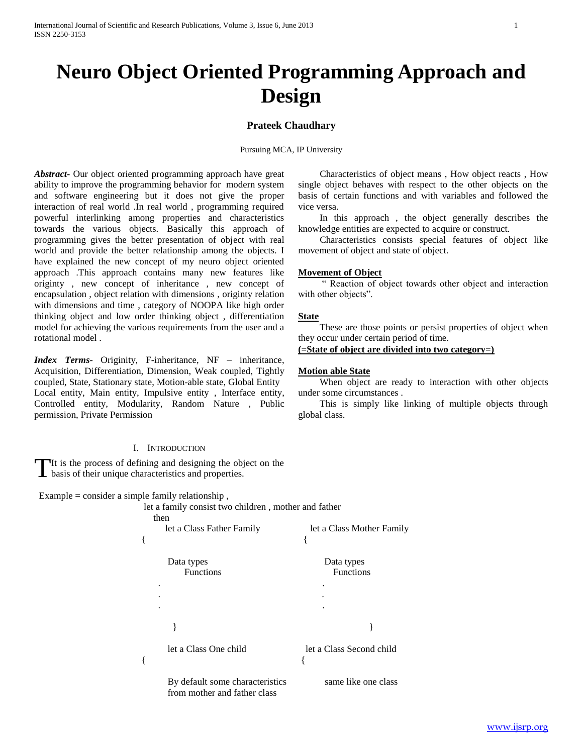# Neuro Object Oriented Programming Approach and Design

**Prateek Chaudhary**

Pursuing MCA, IP University

***Abstract***- Our object oriented programming approach have great ability to improve the programming behavior for modern system and software engineering but it does not give the proper interaction of real world .In real world , programming required powerful interlinking among properties and characteristics towards the various objects. Basically this approach of programming gives the better presentation of object with real world and provide the better relationship among the objects. I have explained the new concept of my neuro object oriented approach .This approach contains many new features like originity , new concept of inheritance , new concept of encapsulation , object relation with dimensions , originty relation with dimensions and time , category of NOOPA like high order thinking object and low order thinking object , differentiation model for achieving the various requirements from the user and a rotational model .

***Index Terms***- Originity, F-inheritance, NF – inheritance, Acquisition, Differentiation, Dimension, Weak coupled, Tightly coupled, State, Stationary state, Motion-able state, Global Entity Local entity, Main entity, Impulsive entity , Interface entity, Controlled entity, Modularity, Random Nature , Public permission, Private Permission

## I. Introduction

It is the process of defining and designing the object on the basis of their unique characteristics and properties.

Example = consider a simple family relationship ,

let a family consist two children , mother and father

then

```
let a Class Father Family          let a Class Mother Family
{                                  {

    Data types                         Data types
        Functions                          Functions
    .                                  .
    .                                  .
    .                                  .

}                                  }

let a Class One child              let a Class Second child
{                                  {

    By default some characteristics    same like one class
    from mother and father class
```

Characteristics of object means , How object reacts , How single object behaves with respect to the other objects on the basis of certain functions and with variables and followed the vice versa.

In this approach , the object generally describes the knowledge entities are expected to acquire or construct.

Characteristics consists special features of object like movement of object and state of object.

**Movement of Object**

" Reaction of object towards other object and interaction with other objects".

**State**

These are those points or persist properties of object when they occur under certain period of time.

**(=State of object are divided into two category=)**

**Motion able State**

When object are ready to interaction with other objects under some circumstances .

This is simply like linking of multiple objects through global class.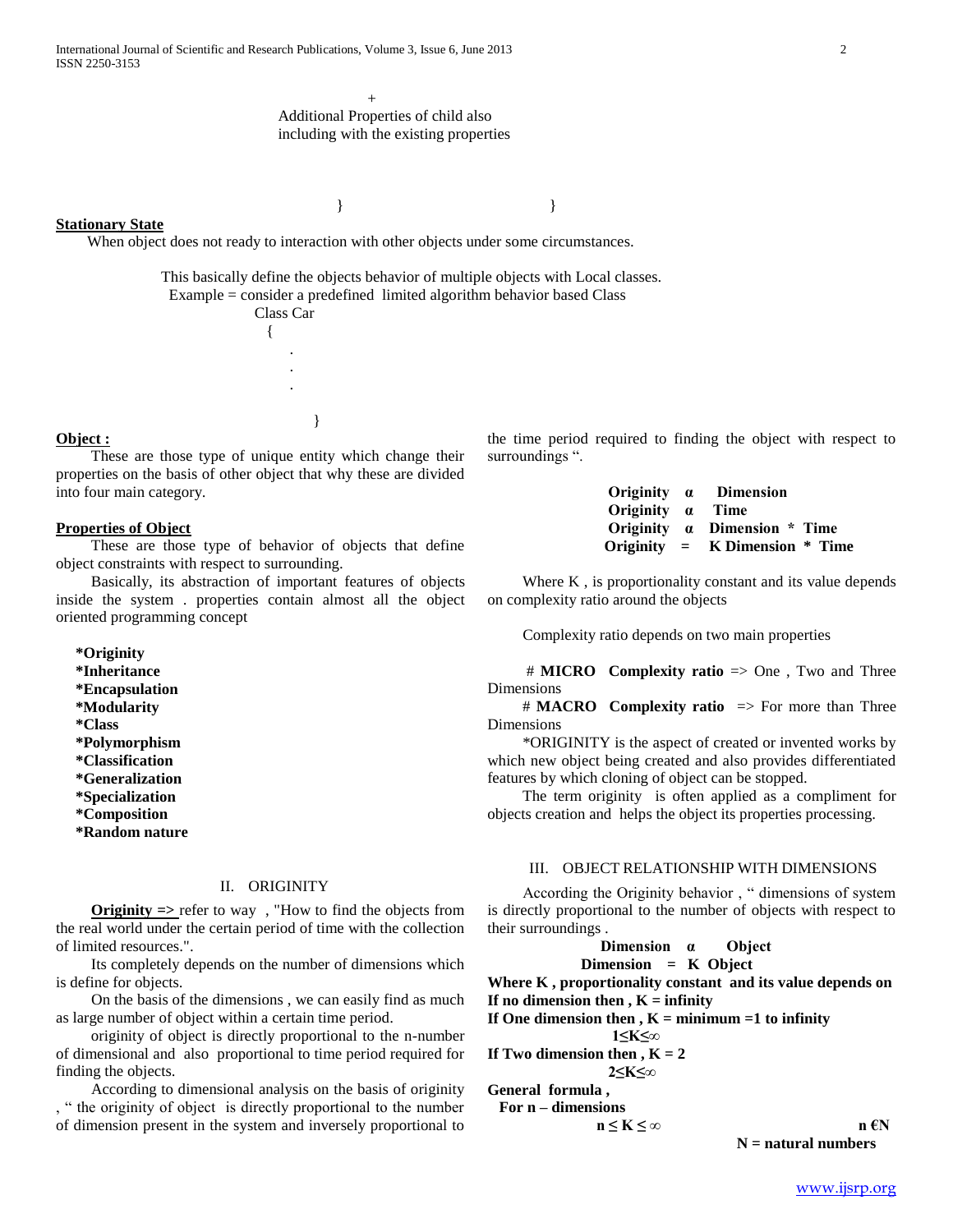+

Additional Properties of child also including with the existing properties

} }

**Stationary State**

When object does not ready to interaction with other objects under some circumstances.

This basically define the objects behavior of multiple objects with Local classes.
Example = consider a predefined limited algorithm behavior based Class

```
Class Car
  {
     .
     .
     .

  }
```

**Object :**

These are those type of unique entity which change their properties on the basis of other object that why these are divided into four main category.

**Properties of Object**

These are those type of behavior of objects that define object constraints with respect to surrounding.

Basically, its abstraction of important features of objects inside the system . properties contain almost all the object oriented programming concept

- **\*Originity**
- **\*Inheritance**
- **\*Encapsulation**
- **\*Modularity**
- **\*Class**
- **\*Polymorphism**
- **\*Classification**
- **\*Generalization**
- **\*Specialization**
- **\*Composition**
- **\*Random nature**

## II. ORIGINITY

**Originity =>** refer to way , "How to find the objects from the real world under the certain period of time with the collection of limited resources.".

Its completely depends on the number of dimensions which is define for objects.

On the basis of the dimensions , we can easily find as much as large number of object within a certain time period.

originity of object is directly proportional to the n-number of dimensional and also proportional to time period required for finding the objects.

According to dimensional analysis on the basis of originity , " the originity of object is directly proportional to the number of dimension present in the system and inversely proportional to the time period required to finding the object with respect to surroundings ".

$$\textbf{Originity} \ \alpha \ \textbf{Dimension}$$
$$\textbf{Originity} \ \alpha \ \textbf{Time}$$
$$\textbf{Originity} \ \alpha \ \textbf{Dimension * Time}$$
$$\textbf{Originity} = \textbf{K Dimension * Time}$$

Where K , is proportionality constant and its value depends on complexity ratio around the objects

Complexity ratio depends on two main properties

# **MICRO Complexity ratio** => One , Two and Three Dimensions

# **MACRO Complexity ratio** => For more than Three Dimensions

\*ORIGINITY is the aspect of created or invented works by which new object being created and also provides differentiated features by which cloning of object can be stopped.

The term originity is often applied as a compliment for objects creation and helps the object its properties processing.

## III. OBJECT RELATIONSHIP WITH DIMENSIONS

According the Originity behavior , " dimensions of system is directly proportional to the number of objects with respect to their surroundings .

$$\textbf{Dimension} \ \alpha \ \textbf{Object}$$
$$\textbf{Dimension} = \textbf{K Object}$$

**Where K , proportionality constant and its value depends on**
**If no dimension then , K = infinity**
**If One dimension then , K = minimum =1 to infinity**

$$1 \leq K \leq \infty$$

**If Two dimension then , K = 2**

$$2 \leq K \leq \infty$$

**General formula ,**
**For n – dimensions**

$$n \leq K \leq \infty \qquad n \in N$$

**N = natural numbers**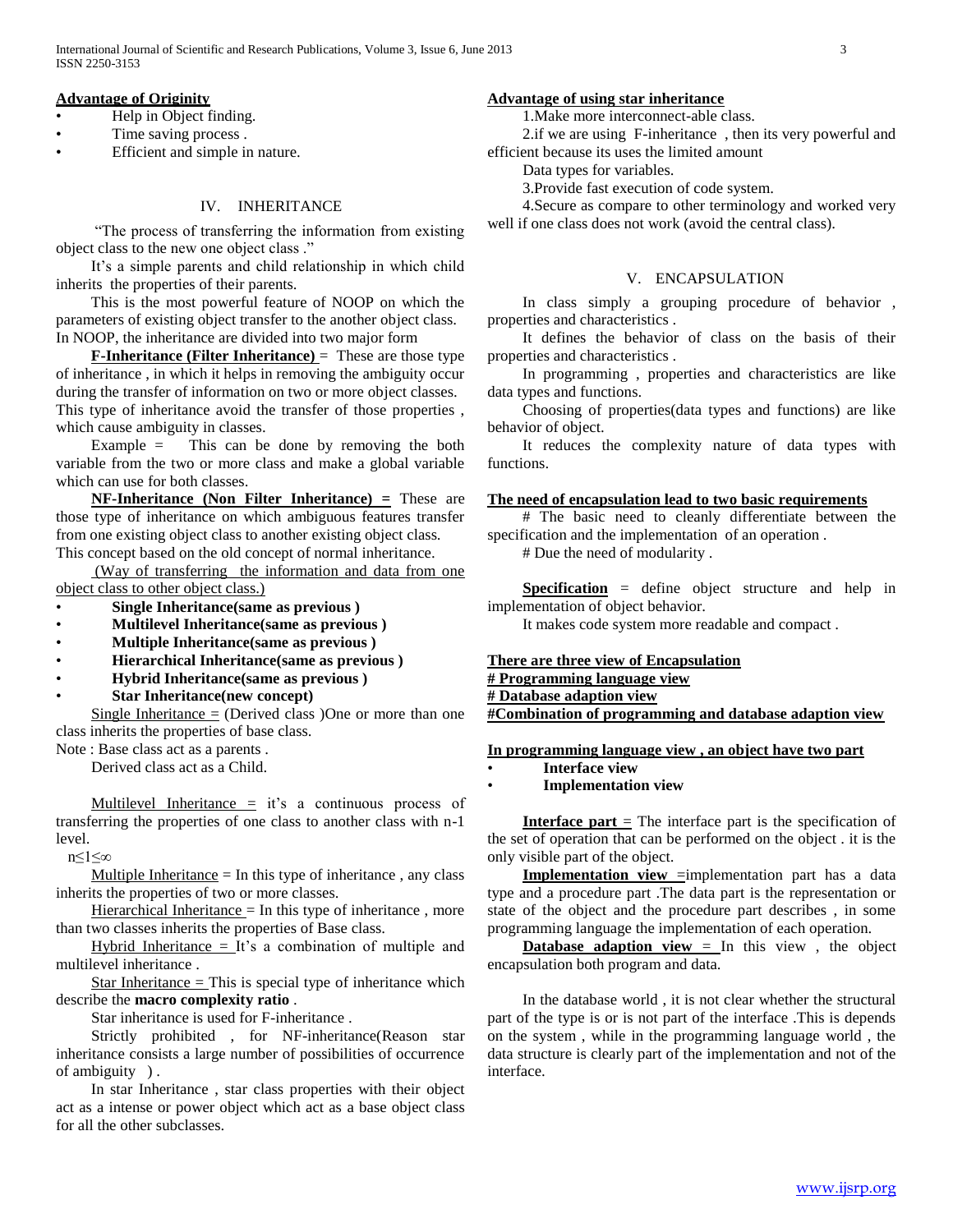**Advantage of Originity**

- Help in Object finding.
- Time saving process .
- Efficient and simple in nature.

## IV. INHERITANCE

"The process of transferring the information from existing object class to the new one object class ."

It's a simple parents and child relationship in which child inherits the properties of their parents.

This is the most powerful feature of NOOP on which the parameters of existing object transfer to the another object class. In NOOP, the inheritance are divided into two major form

**F-Inheritance (Filter Inheritance)** = These are those type of inheritance , in which it helps in removing the ambiguity occur during the transfer of information on two or more object classes. This type of inheritance avoid the transfer of those properties , which cause ambiguity in classes.

Example = This can be done by removing the both variable from the two or more class and make a global variable which can use for both classes.

**NF-Inheritance (Non Filter Inheritance) =** These are those type of inheritance on which ambiguous features transfer from one existing object class to another existing object class. This concept based on the old concept of normal inheritance.

(Way of transferring the information and data from one object class to other object class.)

- **Single Inheritance(same as previous )**
- **Multilevel Inheritance(same as previous )**
- **Multiple Inheritance(same as previous )**
- **Hierarchical Inheritance(same as previous )**
- **Hybrid Inheritance(same as previous )**
- **Star Inheritance(new concept)**

Single Inheritance = (Derived class )One or more than one class inherits the properties of base class.

Note : Base class act as a parents .

Derived class act as a Child.

Multilevel Inheritance = it's a continuous process of transferring the properties of one class to another class with n-1 level.

$n \leq 1 \leq \infty$

Multiple Inheritance = In this type of inheritance , any class inherits the properties of two or more classes.

Hierarchical Inheritance = In this type of inheritance , more than two classes inherits the properties of Base class.

Hybrid Inheritance = It's a combination of multiple and multilevel inheritance .

Star Inheritance = This is special type of inheritance which describe the **macro complexity ratio** .

Star inheritance is used for F-inheritance .

Strictly prohibited , for NF-inheritance(Reason star inheritance consists a large number of possibilities of occurrence of ambiguity ) .

In star Inheritance , star class properties with their object act as a intense or power object which act as a base object class for all the other subclasses.

**Advantage of using star inheritance**

1.Make more interconnect-able class.

2.if we are using F-inheritance , then its very powerful and efficient because its uses the limited amount

Data types for variables.

3.Provide fast execution of code system.

4.Secure as compare to other terminology and worked very well if one class does not work (avoid the central class).

## V. ENCAPSULATION

In class simply a grouping procedure of behavior , properties and characteristics .

It defines the behavior of class on the basis of their properties and characteristics .

In programming , properties and characteristics are like data types and functions.

Choosing of properties(data types and functions) are like behavior of object.

It reduces the complexity nature of data types with functions.

**The need of encapsulation lead to two basic requirements**

# The basic need to cleanly differentiate between the specification and the implementation of an operation .

# Due the need of modularity .

**Specification** = define object structure and help in implementation of object behavior.

It makes code system more readable and compact .

**There are three view of Encapsulation**

**# Programming language view**

**# Database adaption view**

**#Combination of programming and database adaption view**

**In programming language view , an object have two part**

- **Interface view**
- **Implementation view**

**Interface part** = The interface part is the specification of the set of operation that can be performed on the object . it is the only visible part of the object.

**Implementation view** =implementation part has a data type and a procedure part .The data part is the representation or state of the object and the procedure part describes , in some programming language the implementation of each operation.

**Database adaption view** = In this view , the object encapsulation both program and data.

In the database world , it is not clear whether the structural part of the type is or is not part of the interface .This is depends on the system , while in the programming language world , the data structure is clearly part of the implementation and not of the interface.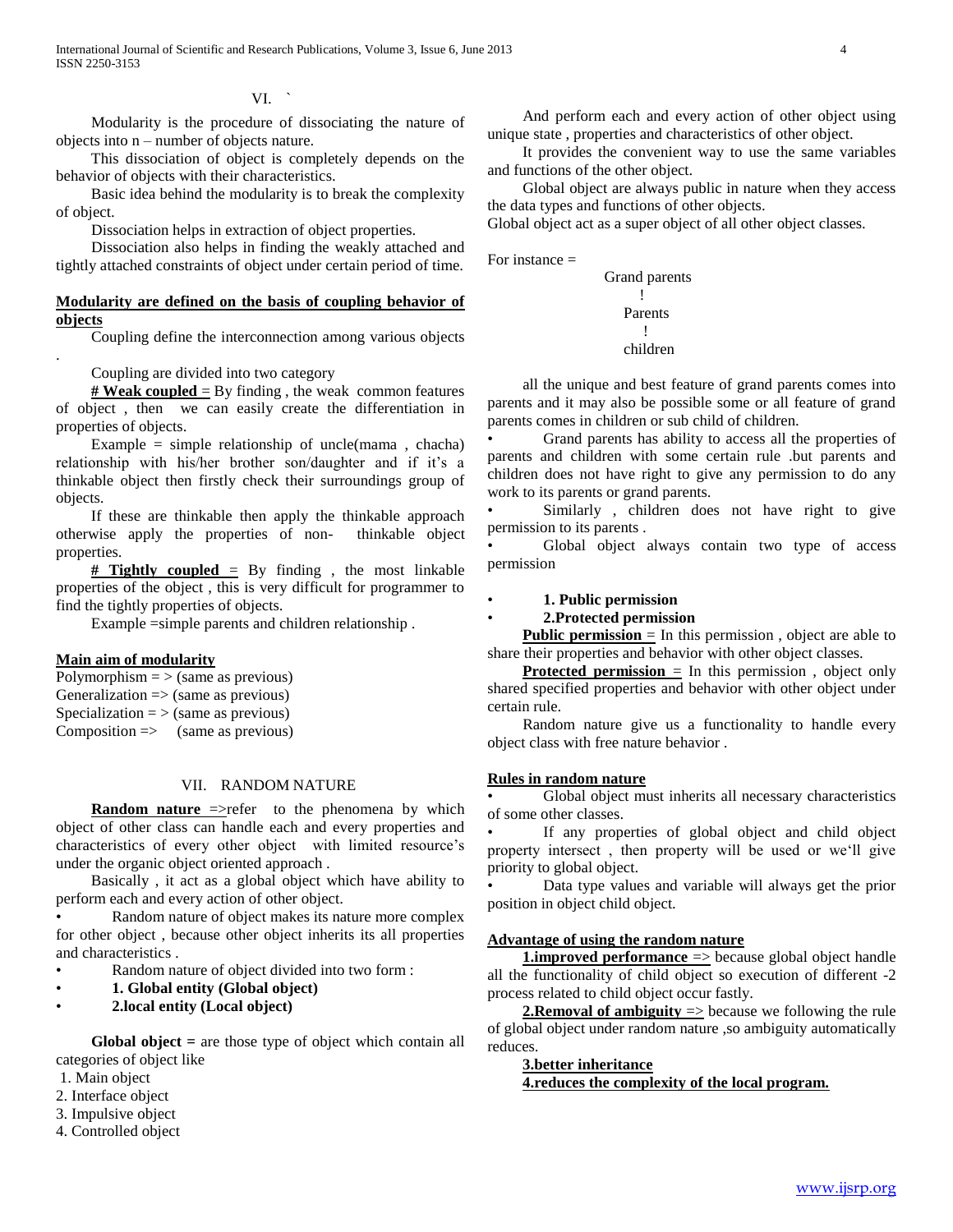## VI. `

Modularity is the procedure of dissociating the nature of objects into n – number of objects nature.

This dissociation of object is completely depends on the behavior of objects with their characteristics.

Basic idea behind the modularity is to break the complexity of object.

Dissociation helps in extraction of object properties.

Dissociation also helps in finding the weakly attached and tightly attached constraints of object under certain period of time.

**Modularity are defined on the basis of coupling behavior of objects**

Coupling define the interconnection among various objects

.

Coupling are divided into two category

**# Weak coupled** = By finding , the weak common features of object , then we can easily create the differentiation in properties of objects.

Example = simple relationship of uncle(mama , chacha) relationship with his/her brother son/daughter and if it's a thinkable object then firstly check their surroundings group of objects.

If these are thinkable then apply the thinkable approach otherwise apply the properties of non- thinkable object properties.

**# Tightly coupled** = By finding , the most linkable properties of the object , this is very difficult for programmer to find the tightly properties of objects.

Example =simple parents and children relationship .

**Main aim of modularity**

Polymorphism = > (same as previous)
Generalization => (same as previous)
Specialization = > (same as previous)
Composition => (same as previous)

## VII. RANDOM NATURE

**Random nature** =>refer to the phenomena by which object of other class can handle each and every properties and characteristics of every other object with limited resource's under the organic object oriented approach .

Basically , it act as a global object which have ability to perform each and every action of other object.

- Random nature of object makes its nature more complex for other object , because other object inherits its all properties and characteristics .
- Random nature of object divided into two form :
- **1. Global entity (Global object)**
- **2.local entity (Local object)**

**Global object =** are those type of object which contain all categories of object like

1. Main object
2. Interface object
3. Impulsive object
4. Controlled object

And perform each and every action of other object using unique state , properties and characteristics of other object.

It provides the convenient way to use the same variables and functions of the other object.

Global object are always public in nature when they access the data types and functions of other objects.

Global object act as a super object of all other object classes.

For instance =

Grand parents
!
Parents
!
children

all the unique and best feature of grand parents comes into parents and it may also be possible some or all feature of grand parents comes in children or sub child of children.

- Grand parents has ability to access all the properties of parents and children with some certain rule .but parents and children does not have right to give any permission to do any work to its parents or grand parents.
- Similarly , children does not have right to give permission to its parents .
- Global object always contain two type of access permission
- **1. Public permission**
- **2.Protected permission**

**Public permission** = In this permission , object are able to share their properties and behavior with other object classes.

**Protected permission** = In this permission , object only shared specified properties and behavior with other object under certain rule.

Random nature give us a functionality to handle every object class with free nature behavior .

**Rules in random nature**

- Global object must inherits all necessary characteristics of some other classes.
- If any properties of global object and child object property intersect , then property will be used or we'll give priority to global object.
- Data type values and variable will always get the prior position in object child object.

**Advantage of using the random nature**

**1.improved performance** => because global object handle all the functionality of child object so execution of different -2 process related to child object occur fastly.

**2.Removal of ambiguity** => because we following the rule of global object under random nature ,so ambiguity automatically reduces.

**3.better inheritance**

**4.reduces the complexity of the local program.**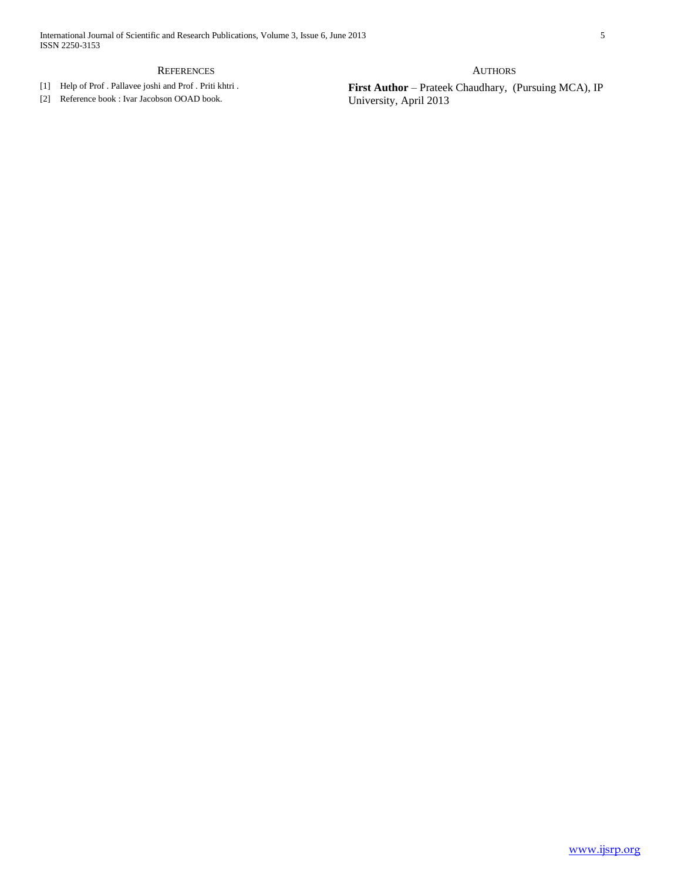## REFERENCES

[1] Help of Prof . Pallavee joshi and Prof . Priti khtri .

[2] Reference book : Ivar Jacobson OOAD book.

## AUTHORS

**First Author** – Prateek Chaudhary, (Pursuing MCA), IP University, April 2013